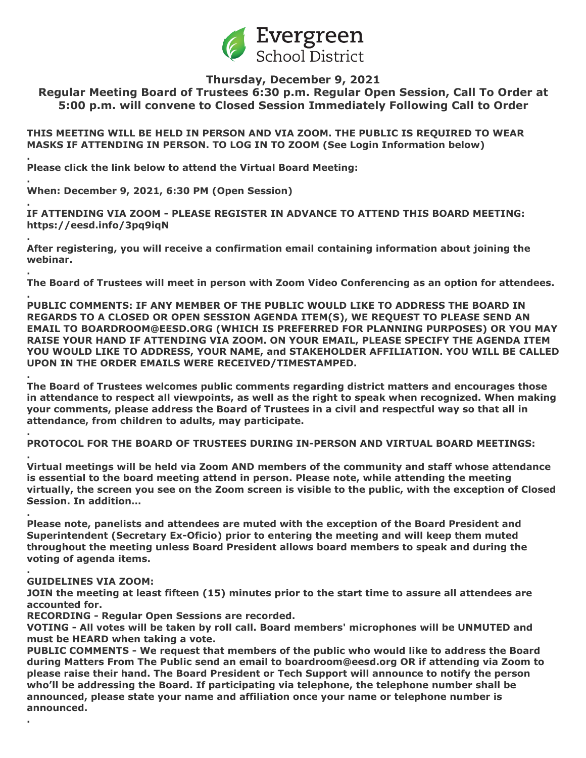Evergreen School District

**Thursday, December 9, 2021**

**Regular Meeting Board of Trustees 6:30 p.m. Regular Open Session, Call To Order at 5:00 p.m. will convene to Closed Session Immediately Following Call to Order**

**THIS MEETING WILL BE HELD IN PERSON AND VIA ZOOM. THE PUBLIC IS REQUIRED TO WEAR MASKS IF ATTENDING IN PERSON. TO LOG IN TO ZOOM (See Login Information below)**

**.**

**Please click the link below to attend the Virtual Board Meeting:**

**.**

**When: December 9, 2021, 6:30 PM (Open Session)**

**.**

**IF ATTENDING VIA ZOOM - PLEASE REGISTER IN ADVANCE TO ATTEND THIS BOARD MEETING: https://eesd.info/3pq9iqN**

**.**

**After registering, you will receive a confirmation email containing information about joining the webinar.**

**.**

**The Board of Trustees will meet in person with Zoom Video Conferencing as an option for attendees.**

**.**

**PUBLIC COMMENTS: IF ANY MEMBER OF THE PUBLIC WOULD LIKE TO ADDRESS THE BOARD IN REGARDS TO A CLOSED OR OPEN SESSION AGENDA ITEM(S), WE REQUEST TO PLEASE SEND AN EMAIL TO BOARDROOM@EESD.ORG (WHICH IS PREFERRED FOR PLANNING PURPOSES) OR YOU MAY RAISE YOUR HAND IF ATTENDING VIA ZOOM. ON YOUR EMAIL, PLEASE SPECIFY THE AGENDA ITEM YOU WOULD LIKE TO ADDRESS, YOUR NAME, and STAKEHOLDER AFFILIATION. YOU WILL BE CALLED UPON IN THE ORDER EMAILS WERE RECEIVED/TIMESTAMPED.**

**.**

**The Board of Trustees welcomes public comments regarding district matters and encourages those in attendance to respect all viewpoints, as well as the right to speak when recognized. When making your comments, please address the Board of Trustees in a civil and respectful way so that all in attendance, from children to adults, may participate.**

**.**

**PROTOCOL FOR THE BOARD OF TRUSTEES DURING IN-PERSON AND VIRTUAL BOARD MEETINGS:**

**.**

**Virtual meetings will be held via Zoom AND members of the community and staff whose attendance is essential to the board meeting attend in person. Please note, while attending the meeting virtually, the screen you see on the Zoom screen is visible to the public, with the exception of Closed Session. In addition...**

**.**

**Please note, panelists and attendees are muted with the exception of the Board President and Superintendent (Secretary Ex-Oficio) prior to entering the meeting and will keep them muted throughout the meeting unless Board President allows board members to speak and during the voting of agenda items.**

**.**

**GUIDELINES VIA ZOOM:**

**JOIN the meeting at least fifteen (15) minutes prior to the start time to assure all attendees are accounted for.**

**RECORDING - Regular Open Sessions are recorded.**

**VOTING - All votes will be taken by roll call. Board members' microphones will be UNMUTED and must be HEARD when taking a vote.**

**PUBLIC COMMENTS - We request that members of the public who would like to address the Board during Matters From The Public send an email to boardroom@eesd.org OR if attending via Zoom to please raise their hand. The Board President or Tech Support will announce to notify the person who'll be addressing the Board. If participating via telephone, the telephone number shall be announced, please state your name and affiliation once your name or telephone number is announced.**

**.**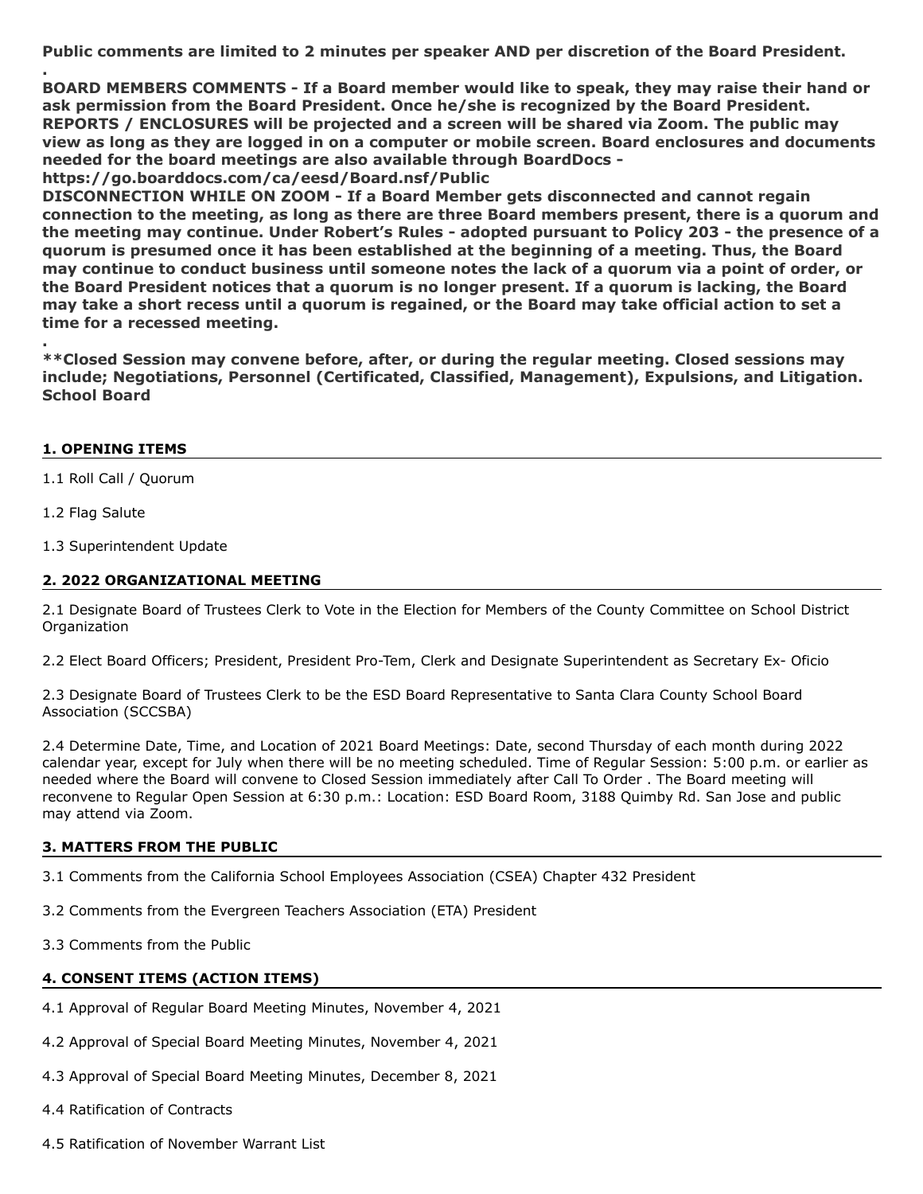**Public comments are limited to 2 minutes per speaker AND per discretion of the Board President.**

**.**

**BOARD MEMBERS COMMENTS - If a Board member would like to speak, they may raise their hand or ask permission from the Board President. Once he/she is recognized by the Board President. REPORTS / ENCLOSURES will be projected and a screen will be shared via Zoom. The public may view as long as they are logged in on a computer or mobile screen. Board enclosures and documents needed for the board meetings are also available through BoardDocs - https://go.boarddocs.com/ca/eesd/Board.nsf/Public**

**DISCONNECTION WHILE ON ZOOM - If a Board Member gets disconnected and cannot regain connection to the meeting, as long as there are three Board members present, there is a quorum and the meeting may continue. Under Robert's Rules - adopted pursuant to Policy 203 - the presence of a quorum is presumed once it has been established at the beginning of a meeting. Thus, the Board may continue to conduct business until someone notes the lack of a quorum via a point of order, or the Board President notices that a quorum is no longer present. If a quorum is lacking, the Board may take a short recess until a quorum is regained, or the Board may take official action to set a time for a recessed meeting.**

**.**

****Closed Session may convene before, after, or during the regular meeting. Closed sessions may include; Negotiations, Personnel (Certificated, Classified, Management), Expulsions, and Litigation. School Board**

## 1. OPENING ITEMS

1.1 Roll Call / Quorum

1.2 Flag Salute

1.3 Superintendent Update

## 2. 2022 ORGANIZATIONAL MEETING

2.1 Designate Board of Trustees Clerk to Vote in the Election for Members of the County Committee on School District Organization

2.2 Elect Board Officers; President, President Pro-Tem, Clerk and Designate Superintendent as Secretary Ex- Oficio

2.3 Designate Board of Trustees Clerk to be the ESD Board Representative to Santa Clara County School Board Association (SCCSBA)

2.4 Determine Date, Time, and Location of 2021 Board Meetings: Date, second Thursday of each month during 2022 calendar year, except for July when there will be no meeting scheduled. Time of Regular Session: 5:00 p.m. or earlier as needed where the Board will convene to Closed Session immediately after Call To Order . The Board meeting will reconvene to Regular Open Session at 6:30 p.m.: Location: ESD Board Room, 3188 Quimby Rd. San Jose and public may attend via Zoom.

## 3. MATTERS FROM THE PUBLIC

3.1 Comments from the California School Employees Association (CSEA) Chapter 432 President

3.2 Comments from the Evergreen Teachers Association (ETA) President

3.3 Comments from the Public

## 4. CONSENT ITEMS (ACTION ITEMS)

4.1 Approval of Regular Board Meeting Minutes, November 4, 2021

4.2 Approval of Special Board Meeting Minutes, November 4, 2021

4.3 Approval of Special Board Meeting Minutes, December 8, 2021

4.4 Ratification of Contracts

4.5 Ratification of November Warrant List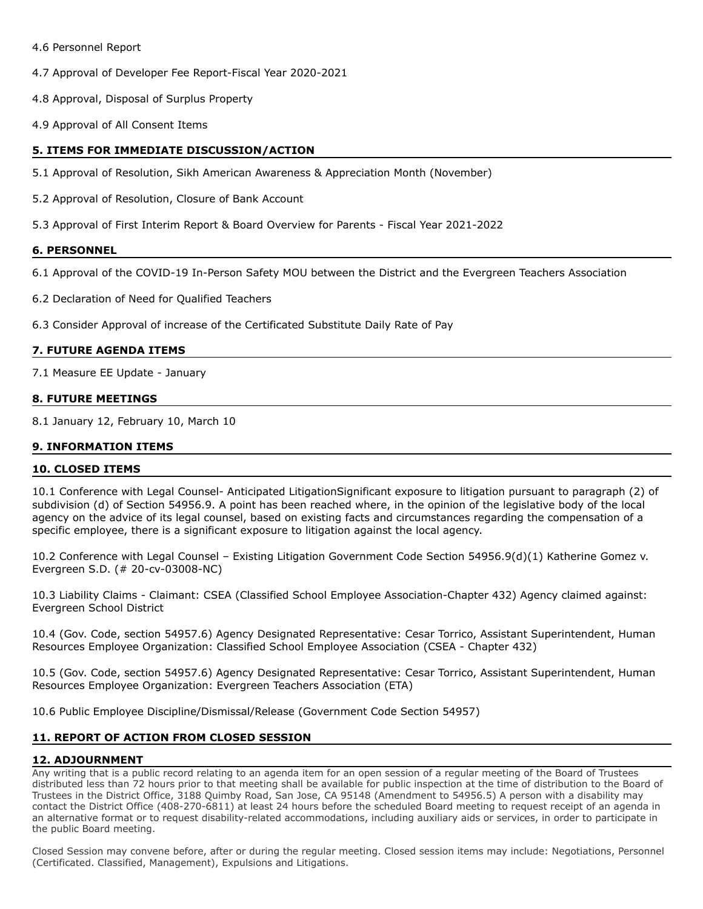4.6 Personnel Report

4.7 Approval of Developer Fee Report-Fiscal Year 2020-2021

4.8 Approval, Disposal of Surplus Property

4.9 Approval of All Consent Items

## 5. ITEMS FOR IMMEDIATE DISCUSSION/ACTION

5.1 Approval of Resolution, Sikh American Awareness & Appreciation Month (November)

5.2 Approval of Resolution, Closure of Bank Account

5.3 Approval of First Interim Report & Board Overview for Parents - Fiscal Year 2021-2022

## 6. PERSONNEL

6.1 Approval of the COVID-19 In-Person Safety MOU between the District and the Evergreen Teachers Association

6.2 Declaration of Need for Qualified Teachers

6.3 Consider Approval of increase of the Certificated Substitute Daily Rate of Pay

## 7. FUTURE AGENDA ITEMS

7.1 Measure EE Update - January

## 8. FUTURE MEETINGS

8.1 January 12, February 10, March 10

## 9. INFORMATION ITEMS

## 10. CLOSED ITEMS

10.1 Conference with Legal Counsel- Anticipated LitigationSignificant exposure to litigation pursuant to paragraph (2) of subdivision (d) of Section 54956.9. A point has been reached where, in the opinion of the legislative body of the local agency on the advice of its legal counsel, based on existing facts and circumstances regarding the compensation of a specific employee, there is a significant exposure to litigation against the local agency.

10.2 Conference with Legal Counsel – Existing Litigation Government Code Section 54956.9(d)(1) Katherine Gomez v. Evergreen S.D. (# 20-cv-03008-NC)

10.3 Liability Claims - Claimant: CSEA (Classified School Employee Association-Chapter 432) Agency claimed against: Evergreen School District

10.4 (Gov. Code, section 54957.6) Agency Designated Representative: Cesar Torrico, Assistant Superintendent, Human Resources Employee Organization: Classified School Employee Association (CSEA - Chapter 432)

10.5 (Gov. Code, section 54957.6) Agency Designated Representative: Cesar Torrico, Assistant Superintendent, Human Resources Employee Organization: Evergreen Teachers Association (ETA)

10.6 Public Employee Discipline/Dismissal/Release (Government Code Section 54957)

## 11. REPORT OF ACTION FROM CLOSED SESSION

## 12. ADJOURNMENT

Any writing that is a public record relating to an agenda item for an open session of a regular meeting of the Board of Trustees distributed less than 72 hours prior to that meeting shall be available for public inspection at the time of distribution to the Board of Trustees in the District Office, 3188 Quimby Road, San Jose, CA 95148 (Amendment to 54956.5) A person with a disability may contact the District Office (408-270-6811) at least 24 hours before the scheduled Board meeting to request receipt of an agenda in an alternative format or to request disability-related accommodations, including auxiliary aids or services, in order to participate in the public Board meeting.

Closed Session may convene before, after or during the regular meeting. Closed session items may include: Negotiations, Personnel (Certificated. Classified, Management), Expulsions and Litigations.